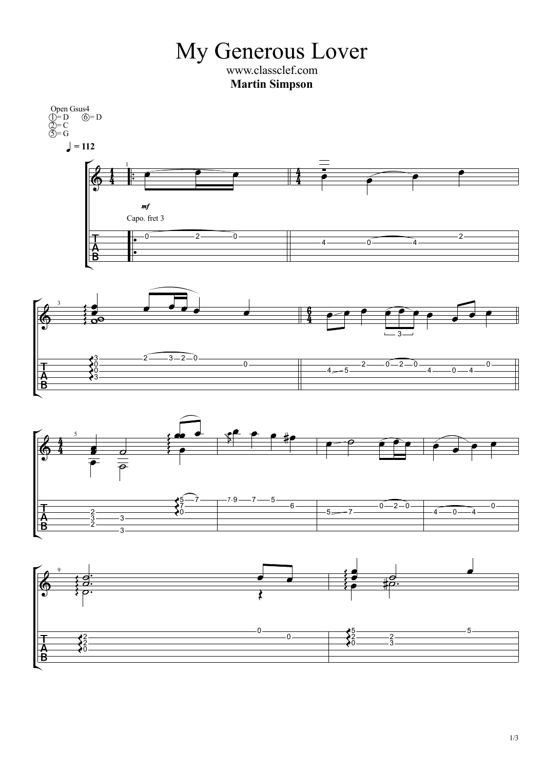# My Generous Lover

www.classclef.com

**Martin Simpson**

Open Gsus4
① = D ⑥ = D
② = C
⑤ = G

♩ = 112

*mf*

Capo. fret 3